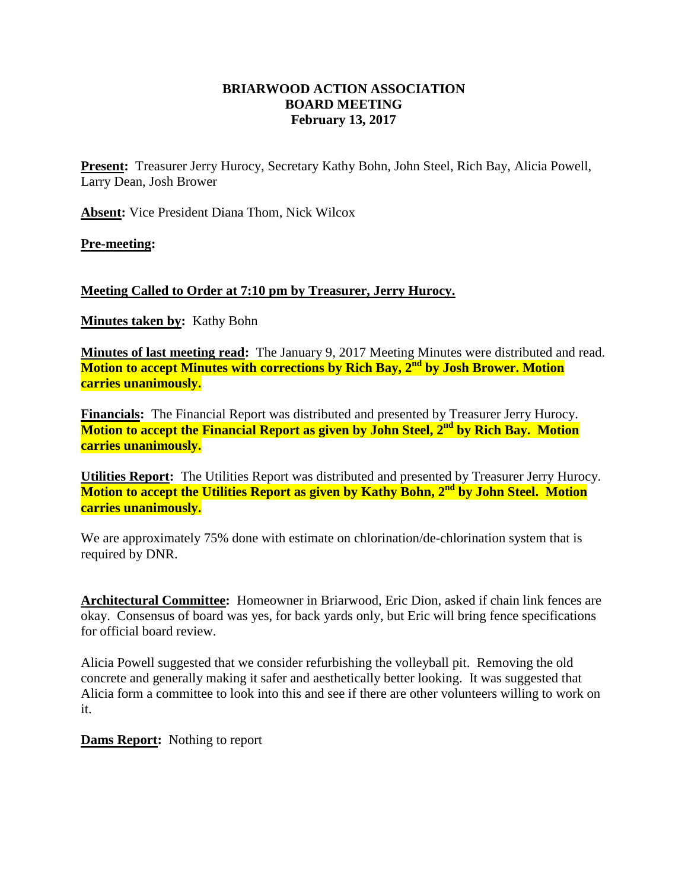# BRIARWOOD ACTION ASSOCIATION
# BOARD MEETING
# February 13, 2017

**Present:** Treasurer Jerry Hurocy, Secretary Kathy Bohn, John Steel, Rich Bay, Alicia Powell, Larry Dean, Josh Brower

**Absent:** Vice President Diana Thom, Nick Wilcox

**Pre-meeting:**

**Meeting Called to Order at 7:10 pm by Treasurer, Jerry Hurocy.**

**Minutes taken by:** Kathy Bohn

**Minutes of last meeting read:** The January 9, 2017 Meeting Minutes were distributed and read. **Motion to accept Minutes with corrections by Rich Bay, 2nd by Josh Brower. Motion carries unanimously.**

**Financials:** The Financial Report was distributed and presented by Treasurer Jerry Hurocy. **Motion to accept the Financial Report as given by John Steel, 2nd by Rich Bay. Motion carries unanimously.**

**Utilities Report:** The Utilities Report was distributed and presented by Treasurer Jerry Hurocy. **Motion to accept the Utilities Report as given by Kathy Bohn, 2nd by John Steel. Motion carries unanimously.**

We are approximately 75% done with estimate on chlorination/de-chlorination system that is required by DNR.

**Architectural Committee:** Homeowner in Briarwood, Eric Dion, asked if chain link fences are okay. Consensus of board was yes, for back yards only, but Eric will bring fence specifications for official board review.

Alicia Powell suggested that we consider refurbishing the volleyball pit. Removing the old concrete and generally making it safer and aesthetically better looking. It was suggested that Alicia form a committee to look into this and see if there are other volunteers willing to work on it.

**Dams Report:** Nothing to report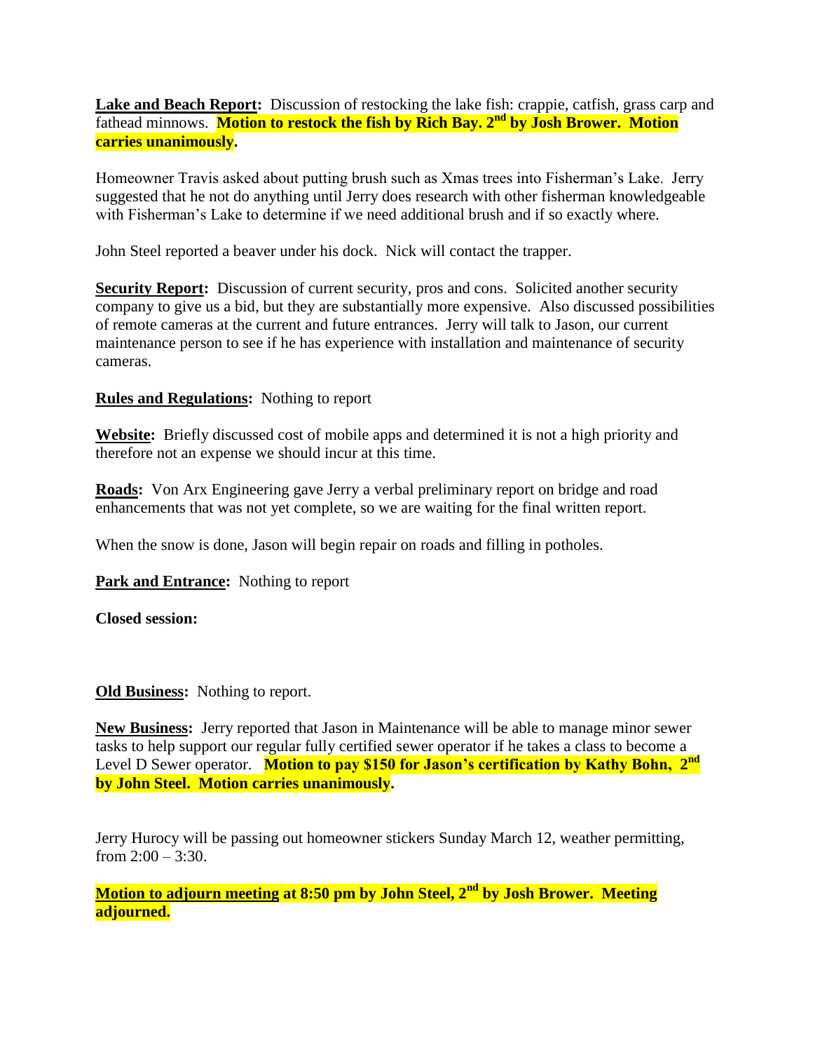**Lake and Beach Report:** Discussion of restocking the lake fish: crappie, catfish, grass carp and fathead minnows. **Motion to restock the fish by Rich Bay. 2nd by Josh Brower. Motion carries unanimously.**

Homeowner Travis asked about putting brush such as Xmas trees into Fisherman's Lake. Jerry suggested that he not do anything until Jerry does research with other fisherman knowledgeable with Fisherman's Lake to determine if we need additional brush and if so exactly where.

John Steel reported a beaver under his dock. Nick will contact the trapper.

**Security Report:** Discussion of current security, pros and cons. Solicited another security company to give us a bid, but they are substantially more expensive. Also discussed possibilities of remote cameras at the current and future entrances. Jerry will talk to Jason, our current maintenance person to see if he has experience with installation and maintenance of security cameras.

**Rules and Regulations:** Nothing to report

**Website:** Briefly discussed cost of mobile apps and determined it is not a high priority and therefore not an expense we should incur at this time.

**Roads:** Von Arx Engineering gave Jerry a verbal preliminary report on bridge and road enhancements that was not yet complete, so we are waiting for the final written report.

When the snow is done, Jason will begin repair on roads and filling in potholes.

**Park and Entrance:** Nothing to report

**Closed session:**

**Old Business:** Nothing to report.

**New Business:** Jerry reported that Jason in Maintenance will be able to manage minor sewer tasks to help support our regular fully certified sewer operator if he takes a class to become a Level D Sewer operator. **Motion to pay $150 for Jason's certification by Kathy Bohn, 2nd by John Steel. Motion carries unanimously.**

Jerry Hurocy will be passing out homeowner stickers Sunday March 12, weather permitting, from 2:00 – 3:30.

**Motion to adjourn meeting at 8:50 pm by John Steel, 2nd by Josh Brower. Meeting adjourned.**